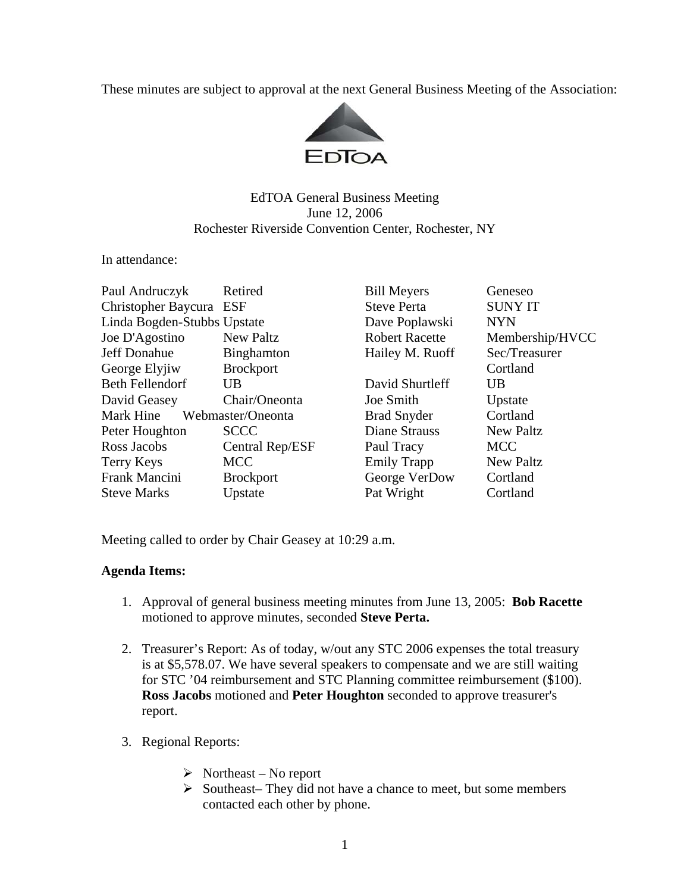These minutes are subject to approval at the next General Business Meeting of the Association:

EdTOA

EdTOA General Business Meeting
June 12, 2006
Rochester Riverside Convention Center, Rochester, NY

In attendance:

| | | | |
|---|---|---|---|
| Paul Andruczyk | Retired | Bill Meyers | Geneseo |
| Christopher Baycura | ESF | Steve Perta | SUNY IT |
| Linda Bogden-Stubbs | Upstate | Dave Poplawski | NYN |
| Joe D'Agostino | New Paltz | Robert Racette | Membership/HVCC |
| Jeff Donahue | Binghamton | Hailey M. Ruoff | Sec/Treasurer Cortland |
| George Elyjiw | Brockport | | |
| Beth Fellendorf | UB | David Shurtleff | UB |
| David Geasey | Chair/Oneonta | Joe Smith | Upstate |
| Mark Hine | Webmaster/Oneonta | Brad Snyder | Cortland |
| Peter Houghton | SCCC | Diane Strauss | New Paltz |
| Ross Jacobs | Central Rep/ESF | Paul Tracy | MCC |
| Terry Keys | MCC | Emily Trapp | New Paltz |
| Frank Mancini | Brockport | George VerDow | Cortland |
| Steve Marks | Upstate | Pat Wright | Cortland |

Meeting called to order by Chair Geasey at 10:29 a.m.

**Agenda Items:**

1. Approval of general business meeting minutes from June 13, 2005: **Bob Racette** motioned to approve minutes, seconded **Steve Perta.**

2. Treasurer's Report: As of today, w/out any STC 2006 expenses the total treasury is at $5,578.07. We have several speakers to compensate and we are still waiting for STC '04 reimbursement and STC Planning committee reimbursement ($100). **Ross Jacobs** motioned and **Peter Houghton** seconded to approve treasurer's report.

3. Regional Reports:

   - Northeast – No report
   - Southeast– They did not have a chance to meet, but some members contacted each other by phone.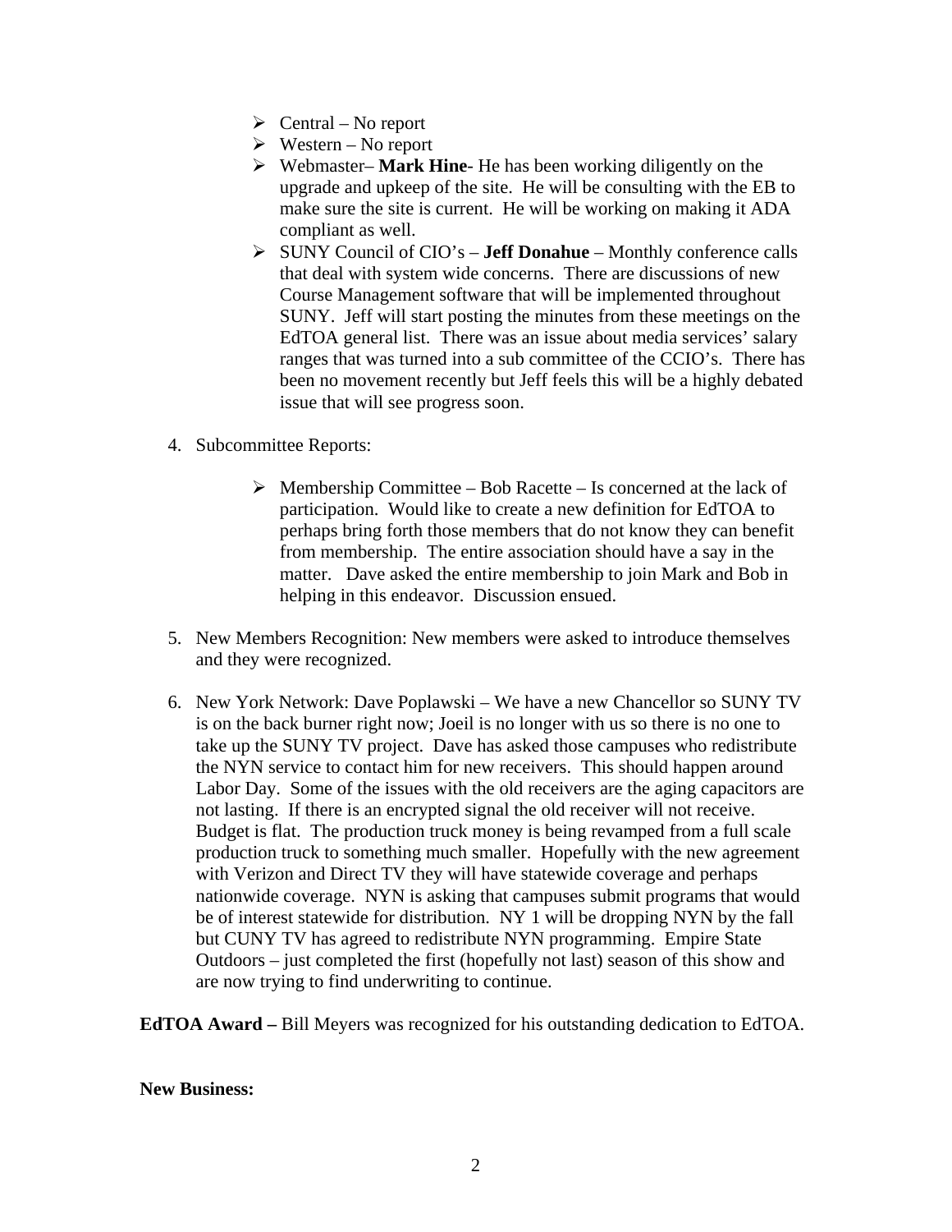- Central – No report
- Western – No report
- Webmaster– **Mark Hine**- He has been working diligently on the upgrade and upkeep of the site. He will be consulting with the EB to make sure the site is current. He will be working on making it ADA compliant as well.
- SUNY Council of CIO's – **Jeff Donahue** – Monthly conference calls that deal with system wide concerns. There are discussions of new Course Management software that will be implemented throughout SUNY. Jeff will start posting the minutes from these meetings on the EdTOA general list. There was an issue about media services' salary ranges that was turned into a sub committee of the CCIO's. There has been no movement recently but Jeff feels this will be a highly debated issue that will see progress soon.

4. Subcommittee Reports:

   - Membership Committee – Bob Racette – Is concerned at the lack of participation. Would like to create a new definition for EdTOA to perhaps bring forth those members that do not know they can benefit from membership. The entire association should have a say in the matter. Dave asked the entire membership to join Mark and Bob in helping in this endeavor. Discussion ensued.

5. New Members Recognition: New members were asked to introduce themselves and they were recognized.

6. New York Network: Dave Poplawski – We have a new Chancellor so SUNY TV is on the back burner right now; Joeil is no longer with us so there is no one to take up the SUNY TV project. Dave has asked those campuses who redistribute the NYN service to contact him for new receivers. This should happen around Labor Day. Some of the issues with the old receivers are the aging capacitors are not lasting. If there is an encrypted signal the old receiver will not receive. Budget is flat. The production truck money is being revamped from a full scale production truck to something much smaller. Hopefully with the new agreement with Verizon and Direct TV they will have statewide coverage and perhaps nationwide coverage. NYN is asking that campuses submit programs that would be of interest statewide for distribution. NY 1 will be dropping NYN by the fall but CUNY TV has agreed to redistribute NYN programming. Empire State Outdoors – just completed the first (hopefully not last) season of this show and are now trying to find underwriting to continue.

**EdTOA Award –** Bill Meyers was recognized for his outstanding dedication to EdTOA.

**New Business:**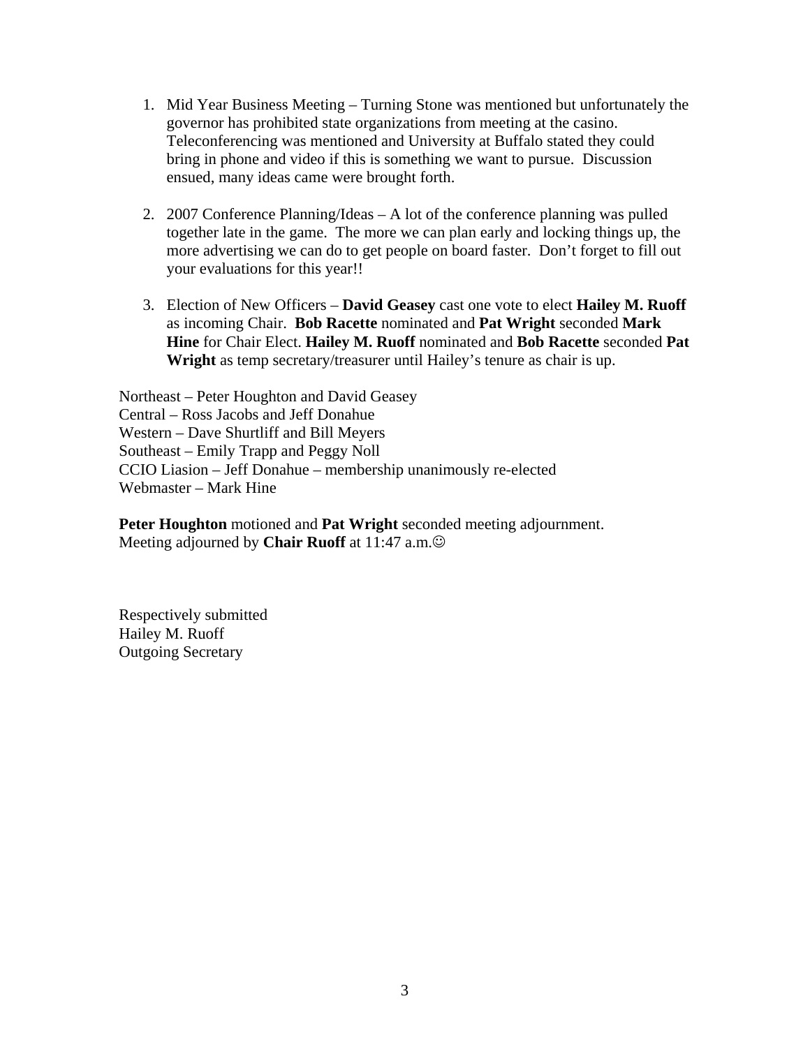1. Mid Year Business Meeting – Turning Stone was mentioned but unfortunately the governor has prohibited state organizations from meeting at the casino. Teleconferencing was mentioned and University at Buffalo stated they could bring in phone and video if this is something we want to pursue. Discussion ensued, many ideas came were brought forth.

2. 2007 Conference Planning/Ideas – A lot of the conference planning was pulled together late in the game. The more we can plan early and locking things up, the more advertising we can do to get people on board faster. Don't forget to fill out your evaluations for this year!!

3. Election of New Officers – **David Geasey** cast one vote to elect **Hailey M. Ruoff** as incoming Chair. **Bob Racette** nominated and **Pat Wright** seconded **Mark Hine** for Chair Elect. **Hailey M. Ruoff** nominated and **Bob Racette** seconded **Pat Wright** as temp secretary/treasurer until Hailey's tenure as chair is up.

Northeast – Peter Houghton and David Geasey
Central – Ross Jacobs and Jeff Donahue
Western – Dave Shurtliff and Bill Meyers
Southeast – Emily Trapp and Peggy Noll
CCIO Liasion – Jeff Donahue – membership unanimously re-elected
Webmaster – Mark Hine

**Peter Houghton** motioned and **Pat Wright** seconded meeting adjournment.
Meeting adjourned by **Chair Ruoff** at 11:47 a.m.☺

Respectively submitted
Hailey M. Ruoff
Outgoing Secretary